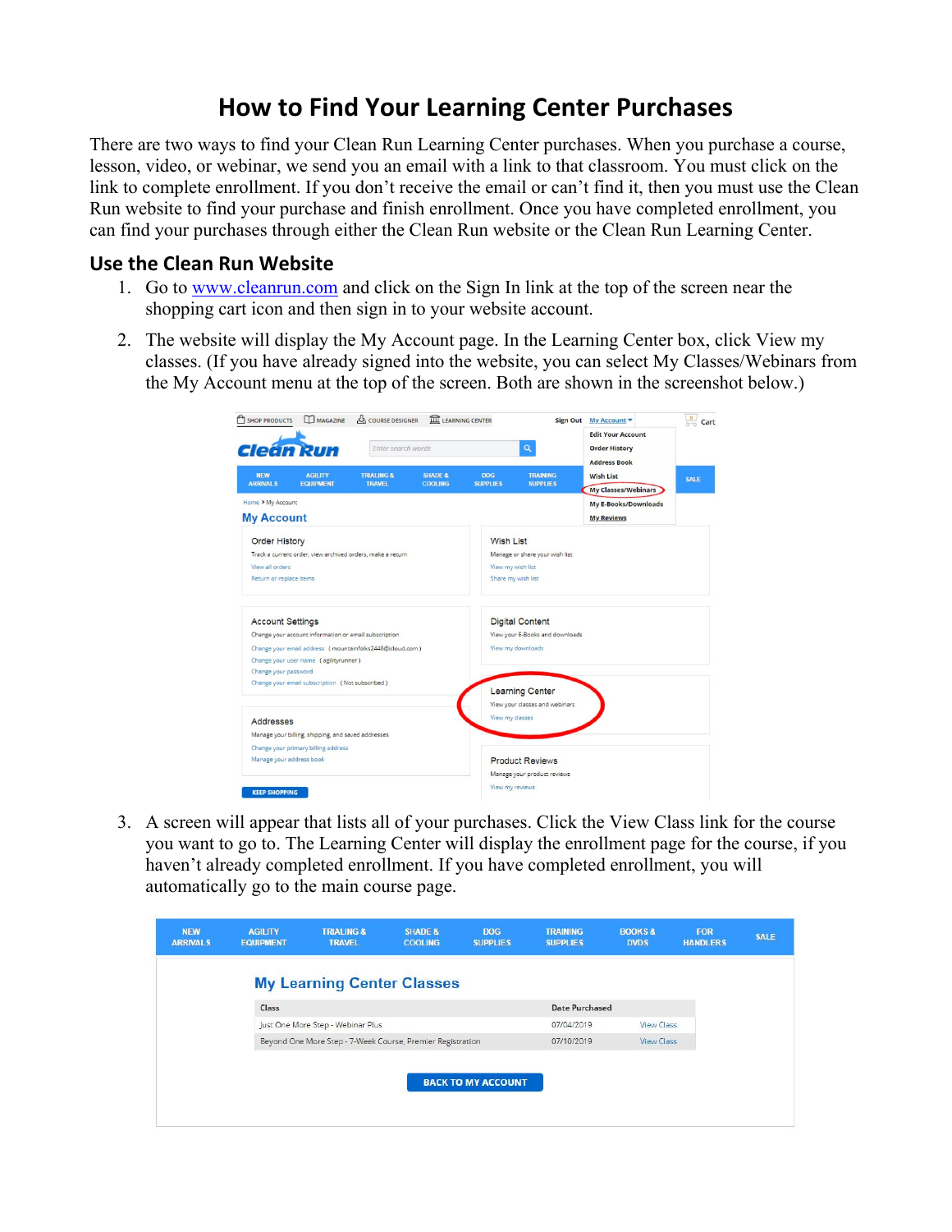# How to Find Your Learning Center Purchases

There are two ways to find your Clean Run Learning Center purchases. When you purchase a course, lesson, video, or webinar, we send you an email with a link to that classroom. You must click on the link to complete enrollment. If you don't receive the email or can't find it, then you must use the Clean Run website to find your purchase and finish enrollment. Once you have completed enrollment, you can find your purchases through either the Clean Run website or the Clean Run Learning Center.

## Use the Clean Run Website

1. Go to www.cleanrun.com and click on the Sign In link at the top of the screen near the shopping cart icon and then sign in to your website account.

2. The website will display the My Account page. In the Learning Center box, click View my classes. (If you have already signed into the website, you can select My Classes/Webinars from the My Account menu at the top of the screen. Both are shown in the screenshot below.)

3. A screen will appear that lists all of your purchases. Click the View Class link for the course you want to go to. The Learning Center will display the enrollment page for the course, if you haven't already completed enrollment. If you have completed enrollment, you will automatically go to the main course page.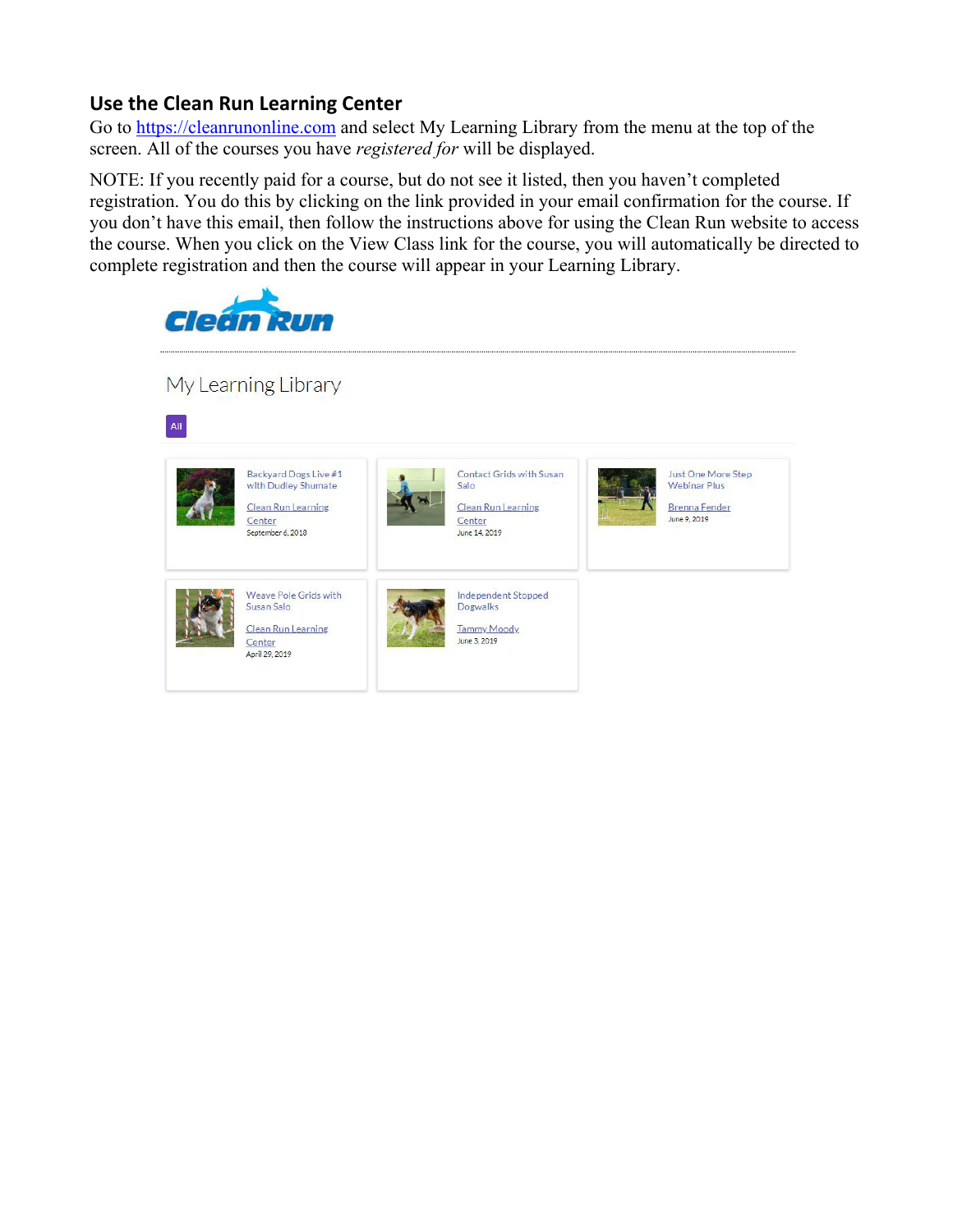## Use the Clean Run Learning Center

Go to https://cleanrunonline.com and select My Learning Library from the menu at the top of the screen. All of the courses you have *registered for* will be displayed.

NOTE: If you recently paid for a course, but do not see it listed, then you haven't completed registration. You do this by clicking on the link provided in your email confirmation for the course. If you don't have this email, then follow the instructions above for using the Clean Run website to access the course. When you click on the View Class link for the course, you will automatically be directed to complete registration and then the course will appear in your Learning Library.

Clean Run

My Learning Library

All

Backyard Dogs Live #1 with Dudley Shumate
Clean Run Learning Center
September 6, 2018

Contact Grids with Susan Salo
Clean Run Learning Center
June 14, 2019

Just One More Step Webinar Plus
Brenna Fender
June 9, 2019

Weave Pole Grids with Susan Salo
Clean Run Learning Center
April 29, 2019

Independent Stopped Dogwalks
Tammy Moody
June 3, 2019